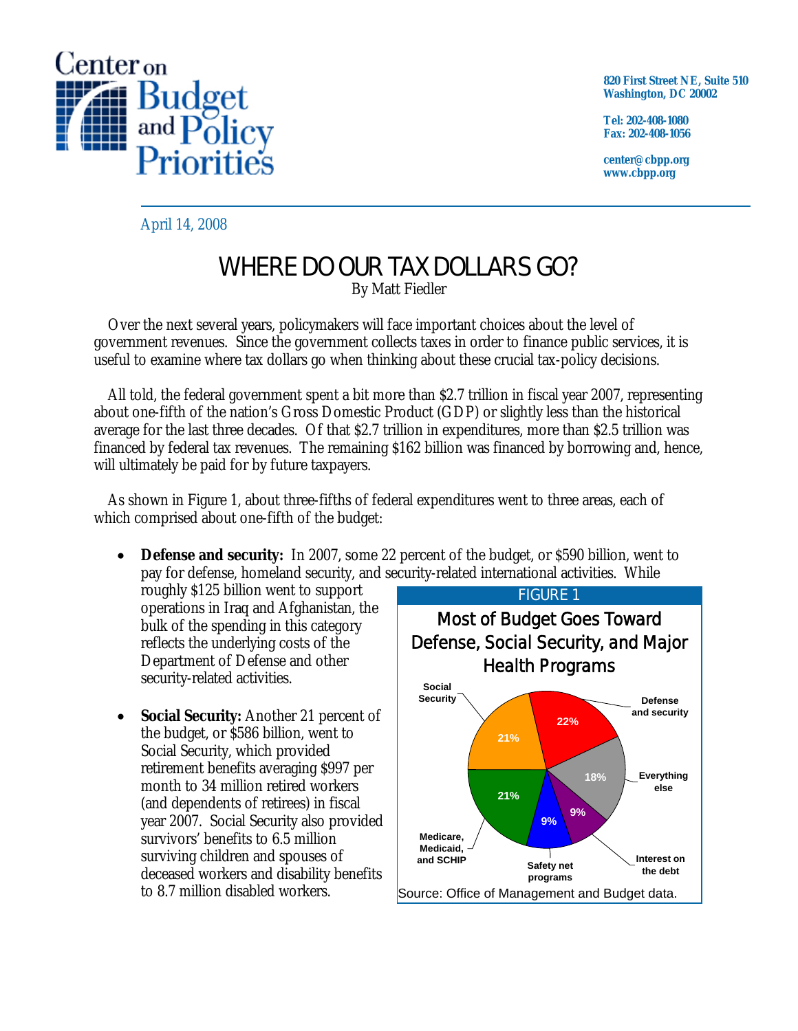Center on Budget and Policy Priorities

820 First Street NE, Suite 510
Washington, DC 20002

Tel: 202-408-1080
Fax: 202-408-1056

center@cbpp.org
www.cbpp.org

April 14, 2008

# WHERE DO OUR TAX DOLLARS GO?

By Matt Fiedler

Over the next several years, policymakers will face important choices about the level of government revenues. Since the government collects taxes in order to finance public services, it is useful to examine where tax dollars go when thinking about these crucial tax-policy decisions.

All told, the federal government spent a bit more than $2.7 trillion in fiscal year 2007, representing about one-fifth of the nation's Gross Domestic Product (GDP) or slightly less than the historical average for the last three decades. Of that $2.7 trillion in expenditures, more than $2.5 trillion was financed by federal tax revenues. The remaining $162 billion was financed by borrowing and, hence, will ultimately be paid for by future taxpayers.

As shown in Figure 1, about three-fifths of federal expenditures went to three areas, each of which comprised about one-fifth of the budget:

- **Defense and security:** In 2007, some 22 percent of the budget, or $590 billion, went to pay for defense, homeland security, and security-related international activities. While roughly $125 billion went to support operations in Iraq and Afghanistan, the bulk of the spending in this category reflects the underlying costs of the Department of Defense and other security-related activities.

- **Social Security:** Another 21 percent of the budget, or $586 billion, went to Social Security, which provided retirement benefits averaging $997 per month to 34 million retired workers (and dependents of retirees) in fiscal year 2007. Social Security also provided survivors' benefits to 6.5 million surviving children and spouses of deceased workers and disability benefits to 8.7 million disabled workers.

FIGURE 1

**Most of Budget Goes Toward Defense, Social Security, and Major Health Programs**

| Category | Share |
| --- | --- |
| Defense and security | 22% |
| Social Security | 21% |
| Medicare, Medicaid, and SCHIP | 21% |
| Everything else | 18% |
| Safety net programs | 9% |
| Interest on the debt | 9% |

Source: Office of Management and Budget data.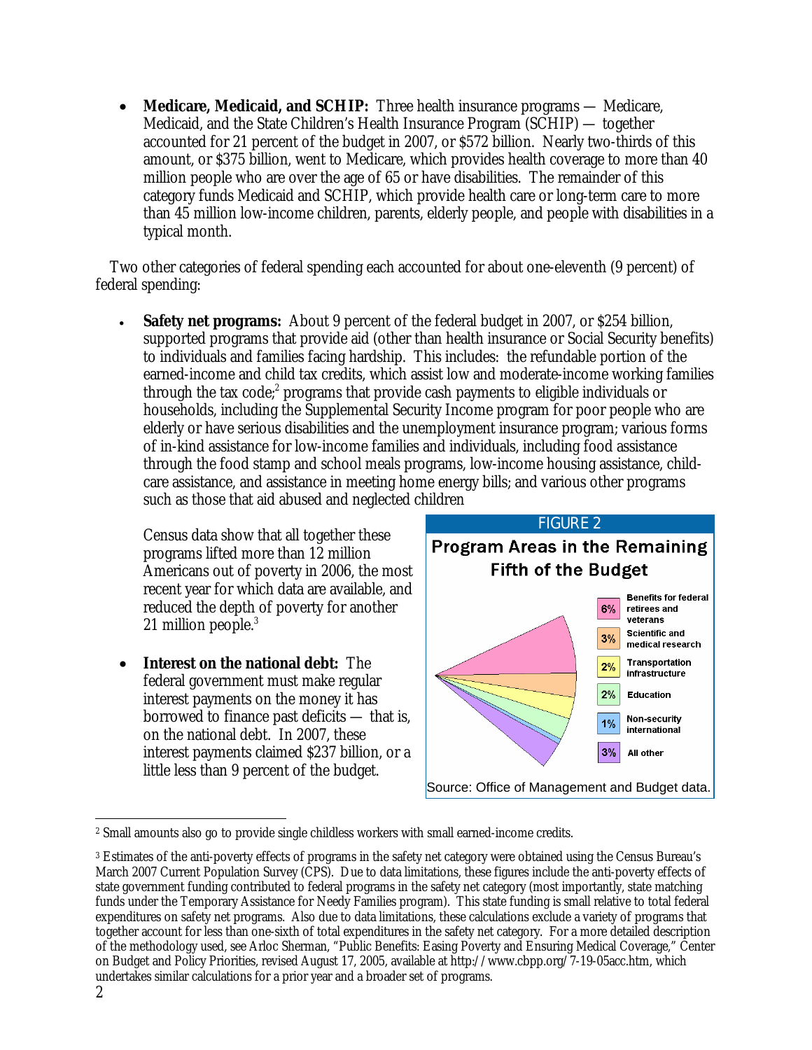- **Medicare, Medicaid, and SCHIP:** Three health insurance programs — Medicare, Medicaid, and the State Children's Health Insurance Program (SCHIP) — together accounted for 21 percent of the budget in 2007, or $572 billion. Nearly two-thirds of this amount, or $375 billion, went to Medicare, which provides health coverage to more than 40 million people who are over the age of 65 or have disabilities. The remainder of this category funds Medicaid and SCHIP, which provide health care or long-term care to more than 45 million low-income children, parents, elderly people, and people with disabilities in a typical month.

Two other categories of federal spending each accounted for about one-eleventh (9 percent) of federal spending:

- **Safety net programs:** About 9 percent of the federal budget in 2007, or $254 billion, supported programs that provide aid (other than health insurance or Social Security benefits) to individuals and families facing hardship. This includes: the refundable portion of the earned-income and child tax credits, which assist low and moderate-income working families through the tax code;[2] programs that provide cash payments to eligible individuals or households, including the Supplemental Security Income program for poor people who are elderly or have serious disabilities and the unemployment insurance program; various forms of in-kind assistance for low-income families and individuals, including food assistance through the food stamp and school meals programs, low-income housing assistance, child-care assistance, and assistance in meeting home energy bills; and various other programs such as those that aid abused and neglected children

  Census data show that all together these programs lifted more than 12 million Americans out of poverty in 2006, the most recent year for which data are available, and reduced the depth of poverty for another 21 million people.[3]

- **Interest on the national debt:** The federal government must make regular interest payments on the money it has borrowed to finance past deficits — that is, on the national debt. In 2007, these interest payments claimed $237 billion, or a little less than 9 percent of the budget.

**FIGURE 2**

**Program Areas in the Remaining Fifth of the Budget**

| Share | Program area |
|---|---|
| 6% | Benefits for federal retirees and veterans |
| 3% | Scientific and medical research |
| 2% | Transportation infrastructure |
| 2% | Education |
| 1% | Non-security international |
| 3% | All other |

Source: Office of Management and Budget data.

---

[2] Small amounts also go to provide single childless workers with small earned-income credits.

[3] Estimates of the anti-poverty effects of programs in the safety net category were obtained using the Census Bureau's March 2007 Current Population Survey (CPS). Due to data limitations, these figures include the anti-poverty effects of state government funding contributed to federal programs in the safety net category (most importantly, state matching funds under the Temporary Assistance for Needy Families program). This state funding is small relative to total federal expenditures on safety net programs. Also due to data limitations, these calculations exclude a variety of programs that together account for less than one-sixth of total expenditures in the safety net category. For a more detailed description of the methodology used, see Arloc Sherman, "Public Benefits: Easing Poverty and Ensuring Medical Coverage," Center on Budget and Policy Priorities, revised August 17, 2005, available at http://www.cbpp.org/7-19-05acc.htm, which undertakes similar calculations for a prior year and a broader set of programs.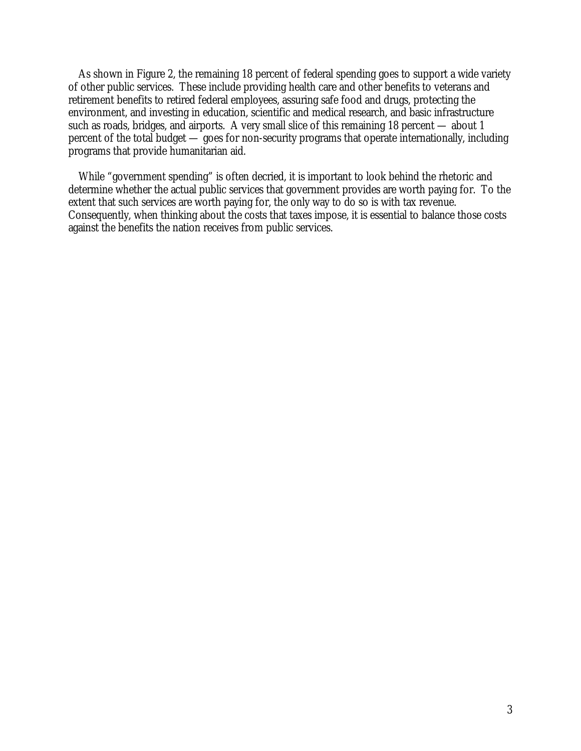As shown in Figure 2, the remaining 18 percent of federal spending goes to support a wide variety of other public services. These include providing health care and other benefits to veterans and retirement benefits to retired federal employees, assuring safe food and drugs, protecting the environment, and investing in education, scientific and medical research, and basic infrastructure such as roads, bridges, and airports. A very small slice of this remaining 18 percent — about 1 percent of the total budget — goes for non-security programs that operate internationally, including programs that provide humanitarian aid.

While "government spending" is often decried, it is important to look behind the rhetoric and determine whether the actual public services that government provides are worth paying for. To the extent that such services are worth paying for, the only way to do so is with tax revenue. Consequently, when thinking about the costs that taxes impose, it is essential to balance those costs against the benefits the nation receives from public services.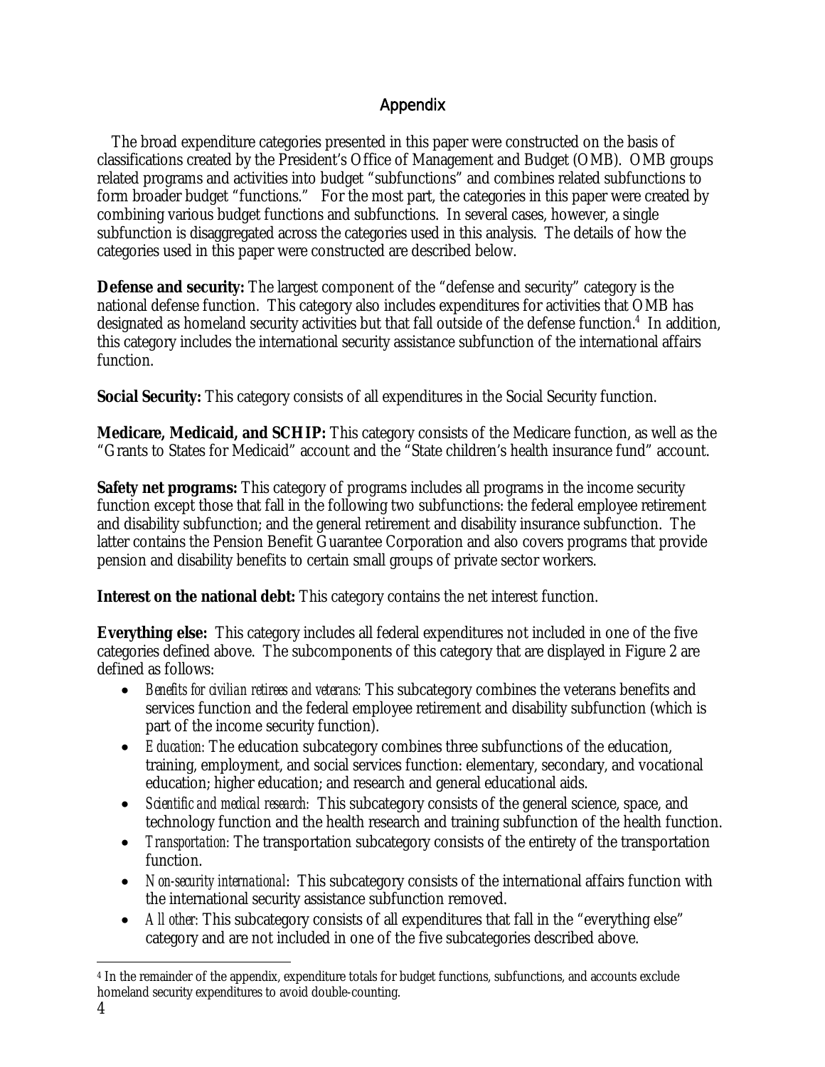## Appendix

The broad expenditure categories presented in this paper were constructed on the basis of classifications created by the President's Office of Management and Budget (OMB). OMB groups related programs and activities into budget "subfunctions" and combines related subfunctions to form broader budget "functions." For the most part, the categories in this paper were created by combining various budget functions and subfunctions. In several cases, however, a single subfunction is disaggregated across the categories used in this analysis. The details of how the categories used in this paper were constructed are described below.

**Defense and security:** The largest component of the "defense and security" category is the national defense function. This category also includes expenditures for activities that OMB has designated as homeland security activities but that fall outside of the defense function.[4] In addition, this category includes the international security assistance subfunction of the international affairs function.

**Social Security:** This category consists of all expenditures in the Social Security function.

**Medicare, Medicaid, and SCHIP:** This category consists of the Medicare function, as well as the "Grants to States for Medicaid" account and the "State children's health insurance fund" account.

**Safety net programs:** This category of programs includes all programs in the income security function except those that fall in the following two subfunctions: the federal employee retirement and disability subfunction; and the general retirement and disability insurance subfunction. The latter contains the Pension Benefit Guarantee Corporation and also covers programs that provide pension and disability benefits to certain small groups of private sector workers.

**Interest on the national debt:** This category contains the net interest function.

**Everything else:** This category includes all federal expenditures not included in one of the five categories defined above. The subcomponents of this category that are displayed in Figure 2 are defined as follows:

- *Benefits for civilian retirees and veterans:* This subcategory combines the veterans benefits and services function and the federal employee retirement and disability subfunction (which is part of the income security function).
- *Education:* The education subcategory combines three subfunctions of the education, training, employment, and social services function: elementary, secondary, and vocational education; higher education; and research and general educational aids.
- *Scientific and medical research:* This subcategory consists of the general science, space, and technology function and the health research and training subfunction of the health function.
- *Transportation:* The transportation subcategory consists of the entirety of the transportation function.
- *Non-security international*: This subcategory consists of the international affairs function with the international security assistance subfunction removed.
- *All other*: This subcategory consists of all expenditures that fall in the "everything else" category and are not included in one of the five subcategories described above.

[4] In the remainder of the appendix, expenditure totals for budget functions, subfunctions, and accounts exclude homeland security expenditures to avoid double-counting.